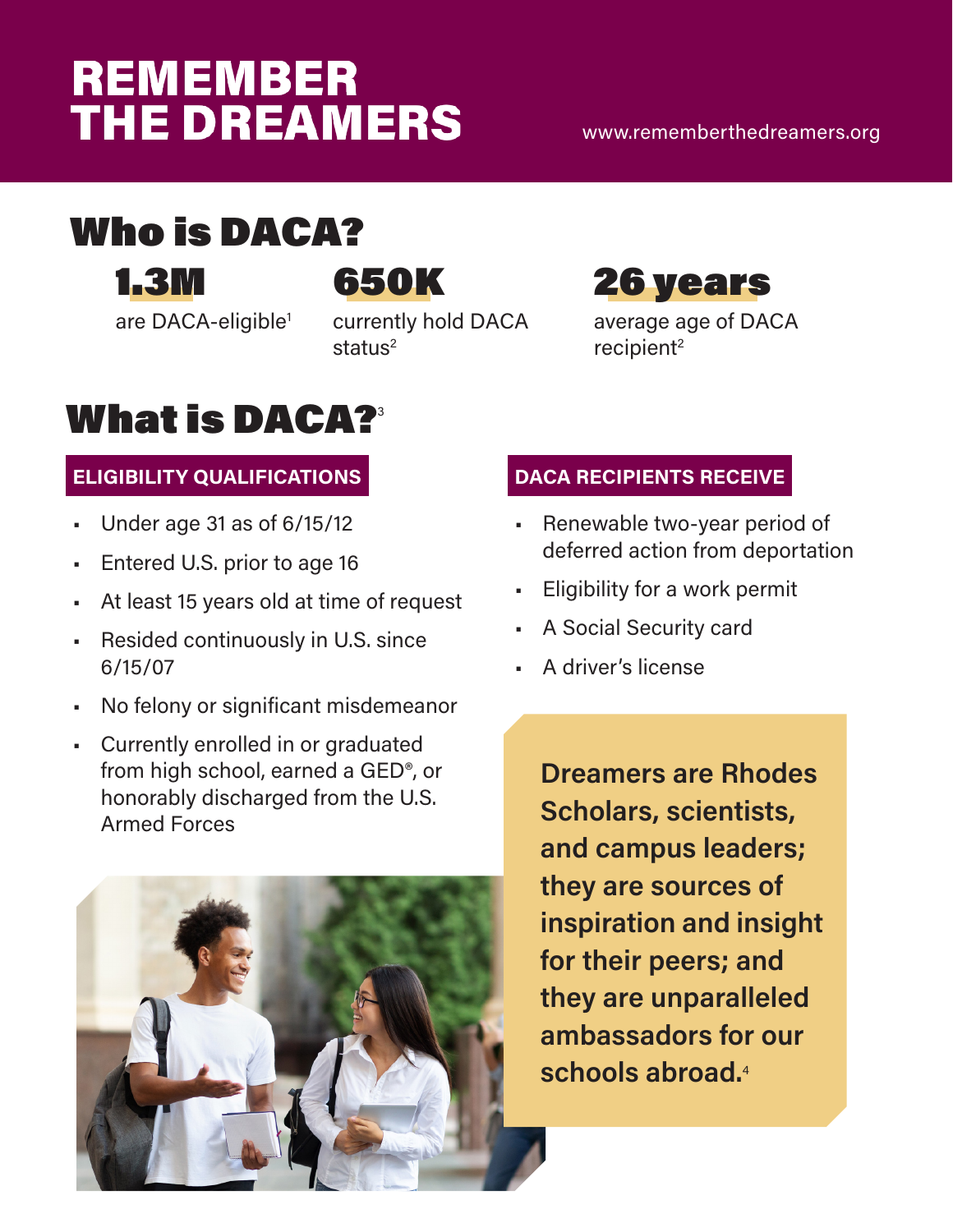# REMEMBER THE DREAMERS

www.rememberthedreamers.org

## Who is DACA?

**1.3M**
are DACA-eligible[1]

**650K**
currently hold DACA status[2]

**26 years**
average age of DACA recipient[2]

## What is DACA?[3]

### ELIGIBILITY QUALIFICATIONS

- Under age 31 as of 6/15/12
- Entered U.S. prior to age 16
- At least 15 years old at time of request
- Resided continuously in U.S. since 6/15/07
- No felony or significant misdemeanor
- Currently enrolled in or graduated from high school, earned a GED®, or honorably discharged from the U.S. Armed Forces

### DACA RECIPIENTS RECEIVE

- Renewable two-year period of deferred action from deportation
- Eligibility for a work permit
- A Social Security card
- A driver's license

**Dreamers are Rhodes Scholars, scientists, and campus leaders; they are sources of inspiration and insight for their peers; and they are unparalleled ambassadors for our schools abroad.**[4]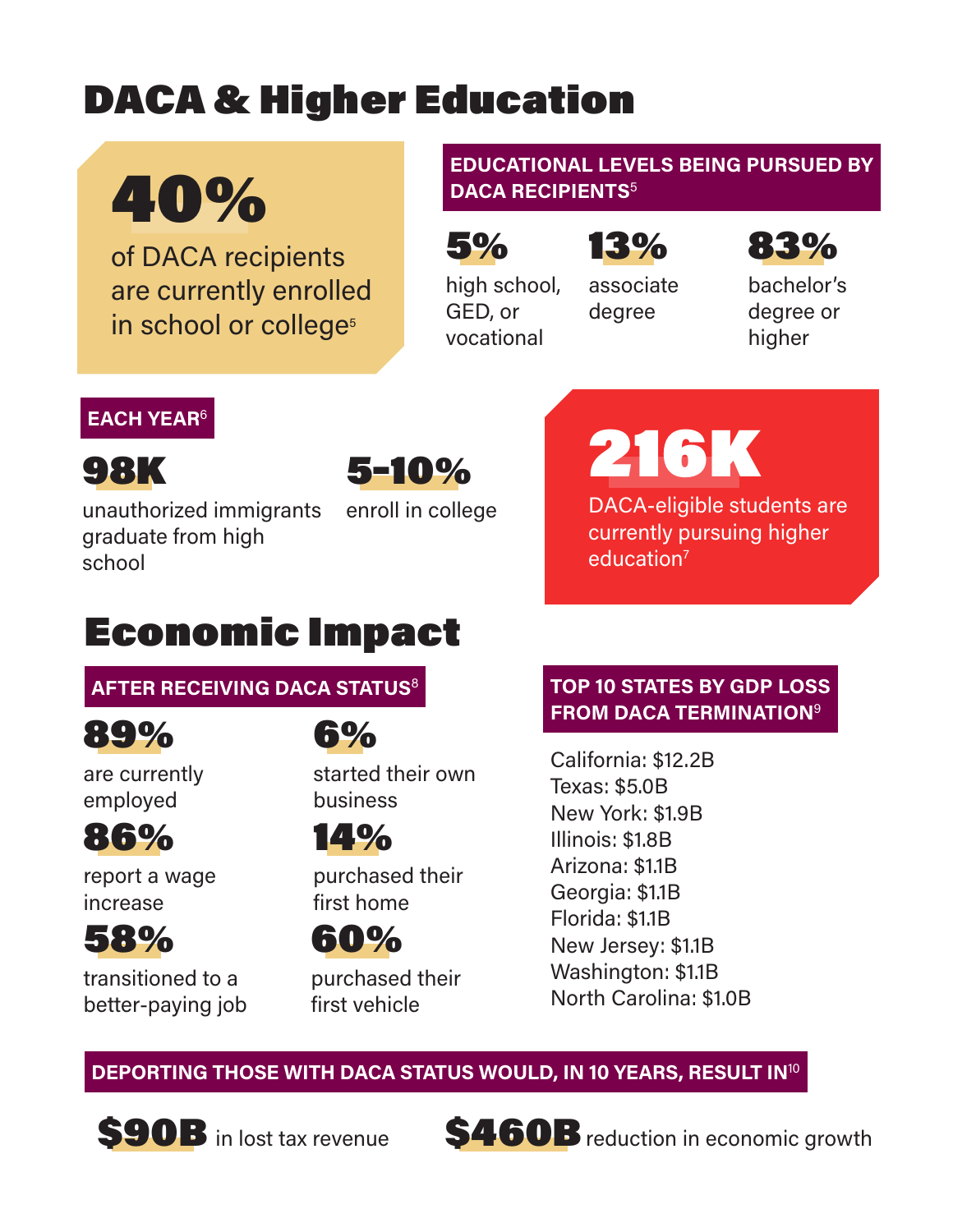# DACA & Higher Education

**40%**

of DACA recipients are currently enrolled in school or college[5]

### EDUCATIONAL LEVELS BEING PURSUED BY DACA RECIPIENTS[5]

**5%**
high school, GED, or vocational

**13%**
associate degree

**83%**
bachelor's degree or higher

### EACH YEAR[6]

**98K**
unauthorized immigrants graduate from high school

**5-10%**
enroll in college

**216K**

DACA-eligible students are currently pursuing higher education[7]

# Economic Impact

### AFTER RECEIVING DACA STATUS[8]

**89%**
are currently employed

**86%**
report a wage increase

**58%**
transitioned to a better-paying job

**6%**
started their own business

**14%**
purchased their first home

**60%**
purchased their first vehicle

### TOP 10 STATES BY GDP LOSS FROM DACA TERMINATION[9]

- California: $12.2B
- Texas: $5.0B
- New York: $1.9B
- Illinois: $1.8B
- Arizona: $1.1B
- Georgia: $1.1B
- Florida: $1.1B
- New Jersey: $1.1B
- Washington: $1.1B
- North Carolina: $1.0B

### DEPORTING THOSE WITH DACA STATUS WOULD, IN 10 YEARS, RESULT IN[10]

**$90B** in lost tax revenue

**$460B** reduction in economic growth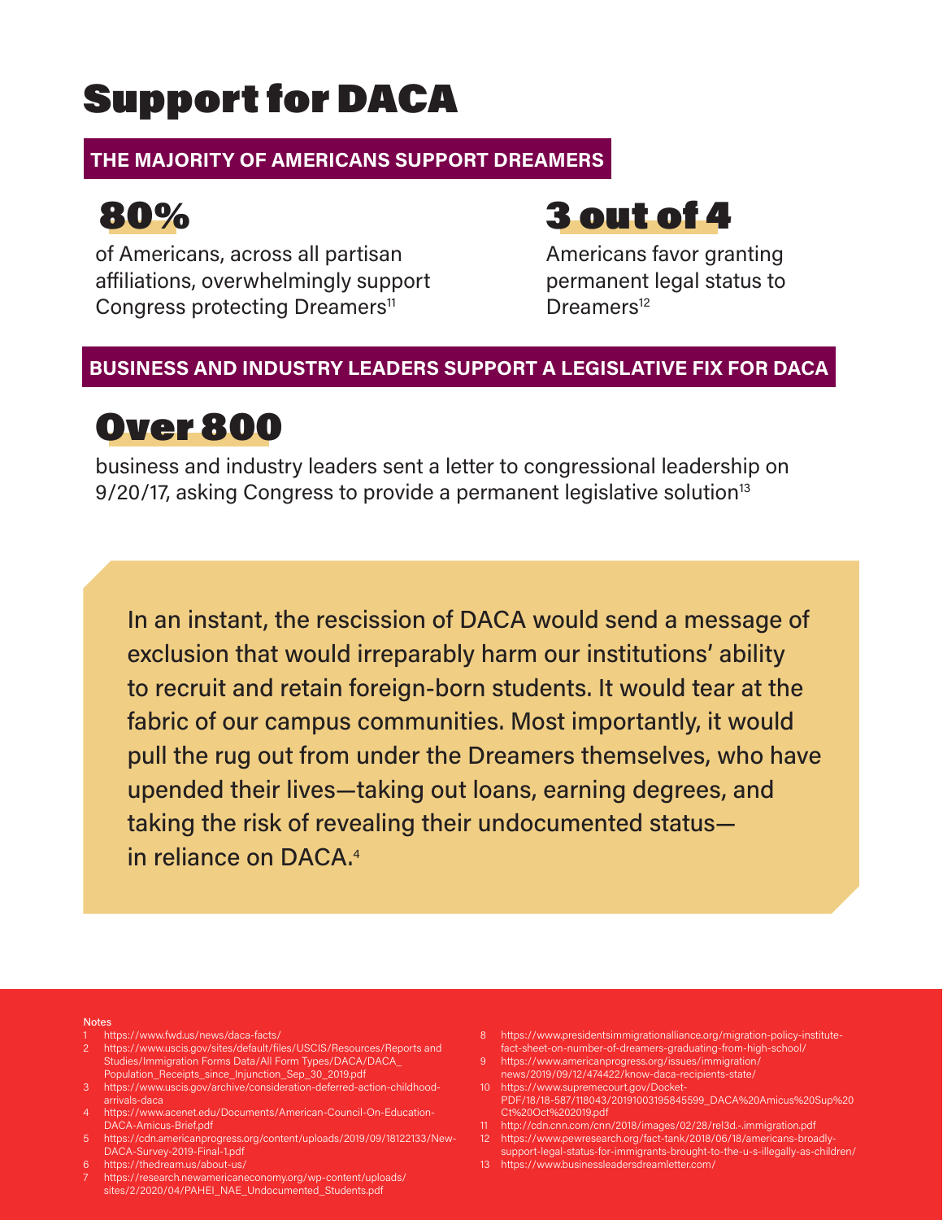# Support for DACA

## THE MAJORITY OF AMERICANS SUPPORT DREAMERS

**80%**

of Americans, across all partisan affiliations, overwhelmingly support Congress protecting Dreamers[11]

**3 out of 4**

Americans favor granting permanent legal status to Dreamers[12]

## BUSINESS AND INDUSTRY LEADERS SUPPORT A LEGISLATIVE FIX FOR DACA

**Over 800**

business and industry leaders sent a letter to congressional leadership on 9/20/17, asking Congress to provide a permanent legislative solution[13]

> In an instant, the rescission of DACA would send a message of exclusion that would irreparably harm our institutions' ability to recruit and retain foreign-born students. It would tear at the fabric of our campus communities. Most importantly, it would pull the rug out from under the Dreamers themselves, who have upended their lives—taking out loans, earning degrees, and taking the risk of revealing their undocumented status—in reliance on DACA.[4]

**Notes**

1. https://www.fwd.us/news/daca-facts/
2. https://www.uscis.gov/sites/default/files/USCIS/Resources/Reports and Studies/Immigration Forms Data/All Form Types/DACA/DACA_Population_Receipts_since_Injunction_Sep_30_2019.pdf
3. https://www.uscis.gov/archive/consideration-deferred-action-childhood-arrivals-daca
4. https://www.acenet.edu/Documents/American-Council-On-Education-DACA-Amicus-Brief.pdf
5. https://cdn.americanprogress.org/content/uploads/2019/09/18122133/New-DACA-Survey-2019-Final-1.pdf
6. https://thedream.us/about-us/
7. https://research.newamericaneconomy.org/wp-content/uploads/sites/2/2020/04/PAHEI_NAE_Undocumented_Students.pdf
8. https://www.presidentsimmigrationalliance.org/migration-policy-institute-fact-sheet-on-number-of-dreamers-graduating-from-high-school/
9. https://www.americanprogress.org/issues/immigration/news/2019/09/12/474422/know-daca-recipients-state/
10. https://www.supremecourt.gov/DocketPDF/18/18-587/118043/20191003195845599_DACA%20Amicus%20Sup%20Ct%20Oct%202019.pdf
11. http://cdn.cnn.com/cnn/2018/images/02/28/rel3d.-.immigration.pdf
12. https://www.pewresearch.org/fact-tank/2018/06/18/americans-broadly-support-legal-status-for-immigrants-brought-to-the-u-s-illegally-as-children/
13. https://www.businessleadersdreamletter.com/